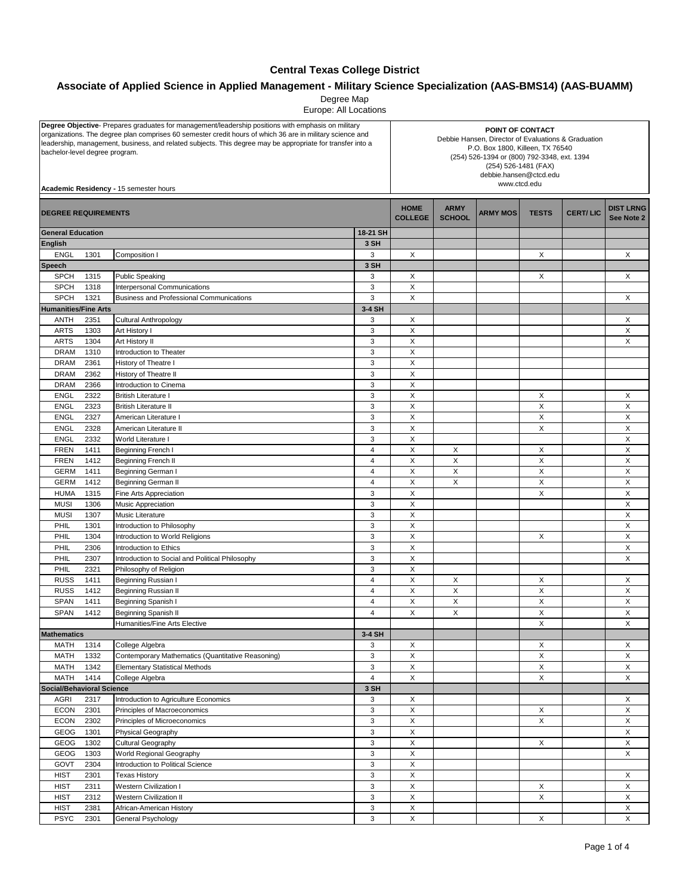# Central Texas College District

## Associate of Applied Science in Applied Management - Military Science Specialization (AAS-BMS14) (AAS-BUAMM)

Degree Map

Europe: All Locations

**Degree Objective**- Prepares graduates for management/leadership positions with emphasis on military organizations. The degree plan comprises 60 semester credit hours of which 36 are in military science and leadership, management, business, and related subjects. This degree may be appropriate for transfer into a bachelor-level degree program.

**Academic Residency -** 15 semester hours

**POINT OF CONTACT**
Debbie Hansen, Director of Evaluations & Graduation
P.O. Box 1800, Killeen, TX 76540
(254) 526-1394 or (800) 792-3348, ext. 1394
(254) 526-1481 (FAX)
debbie.hansen@ctcd.edu
www.ctcd.edu

| DEGREE REQUIREMENTS | | | | HOME COLLEGE | ARMY SCHOOL | ARMY MOS | TESTS | CERT/ LIC | DIST LRNG See Note 2 |
|---|---|---|---|---|---|---|---|---|---|
| **General Education** | | | 18-21 SH | | | | | | |
| **English** | | | 3 SH | | | | | | |
| ENGL | 1301 | Composition I | 3 | X | | | X | | X |
| **Speech** | | | 3 SH | | | | | | |
| SPCH | 1315 | Public Speaking | 3 | X | | | X | | X |
| SPCH | 1318 | Interpersonal Communications | 3 | X | | | | | |
| SPCH | 1321 | Business and Professional Communications | 3 | X | | | | | X |
| **Humanities/Fine Arts** | | | 3-4 SH | | | | | | |
| ANTH | 2351 | Cultural Anthropology | 3 | X | | | | | X |
| ARTS | 1303 | Art History I | 3 | X | | | | | X |
| ARTS | 1304 | Art History II | 3 | X | | | | | X |
| DRAM | 1310 | Introduction to Theater | 3 | X | | | | | |
| DRAM | 2361 | History of Theatre I | 3 | X | | | | | |
| DRAM | 2362 | History of Theatre II | 3 | X | | | | | |
| DRAM | 2366 | Introduction to Cinema | 3 | X | | | | | |
| ENGL | 2322 | British Literature I | 3 | X | | | X | | X |
| ENGL | 2323 | British Literature II | 3 | X | | | X | | X |
| ENGL | 2327 | American Literature I | 3 | X | | | X | | X |
| ENGL | 2328 | American Literature II | 3 | X | | | X | | X |
| ENGL | 2332 | World Literature I | 3 | X | | | | | X |
| FREN | 1411 | Beginning French I | 4 | X | X | | X | | X |
| FREN | 1412 | Beginning French II | 4 | X | X | | X | | X |
| GERM | 1411 | Beginning German I | 4 | X | X | | X | | X |
| GERM | 1412 | Beginning German II | 4 | X | X | | X | | X |
| HUMA | 1315 | Fine Arts Appreciation | 3 | X | | | X | | X |
| MUSI | 1306 | Music Appreciation | 3 | X | | | | | X |
| MUSI | 1307 | Music Literature | 3 | X | | | | | X |
| PHIL | 1301 | Introduction to Philosophy | 3 | X | | | | | X |
| PHIL | 1304 | Introduction to World Religions | 3 | X | | | X | | X |
| PHIL | 2306 | Introduction to Ethics | 3 | X | | | | | X |
| PHIL | 2307 | Introduction to Social and Political Philosophy | 3 | X | | | | | X |
| PHIL | 2321 | Philosophy of Religion | 3 | X | | | | | |
| RUSS | 1411 | Beginning Russian I | 4 | X | X | | X | | X |
| RUSS | 1412 | Beginning Russian II | 4 | X | X | | X | | X |
| SPAN | 1411 | Beginning Spanish I | 4 | X | X | | X | | X |
| SPAN | 1412 | Beginning Spanish II | 4 | X | X | | X | | X |
| | | Humanities/Fine Arts Elective | | | | | X | | X |
| **Mathematics** | | | 3-4 SH | | | | | | |
| MATH | 1314 | College Algebra | 3 | X | | | X | | X |
| MATH | 1332 | Contemporary Mathematics (Quantitative Reasoning) | 3 | X | | | X | | X |
| MATH | 1342 | Elementary Statistical Methods | 3 | X | | | X | | X |
| MATH | 1414 | College Algebra | 4 | X | | | X | | X |
| **Social/Behavioral Science** | | | 3 SH | | | | | | |
| AGRI | 2317 | Introduction to Agriculture Economics | 3 | X | | | | | X |
| ECON | 2301 | Principles of Macroeconomics | 3 | X | | | X | | X |
| ECON | 2302 | Principles of Microeconomics | 3 | X | | | X | | X |
| GEOG | 1301 | Physical Geography | 3 | X | | | | | X |
| GEOG | 1302 | Cultural Geography | 3 | X | | | X | | X |
| GEOG | 1303 | World Regional Geography | 3 | X | | | | | X |
| GOVT | 2304 | Introduction to Political Science | 3 | X | | | | | |
| HIST | 2301 | Texas History | 3 | X | | | | | X |
| HIST | 2311 | Western Civilization I | 3 | X | | | X | | X |
| HIST | 2312 | Western Civilization II | 3 | X | | | X | | X |
| HIST | 2381 | African-American History | 3 | X | | | | | X |
| PSYC | 2301 | General Psychology | 3 | X | | | X | | X |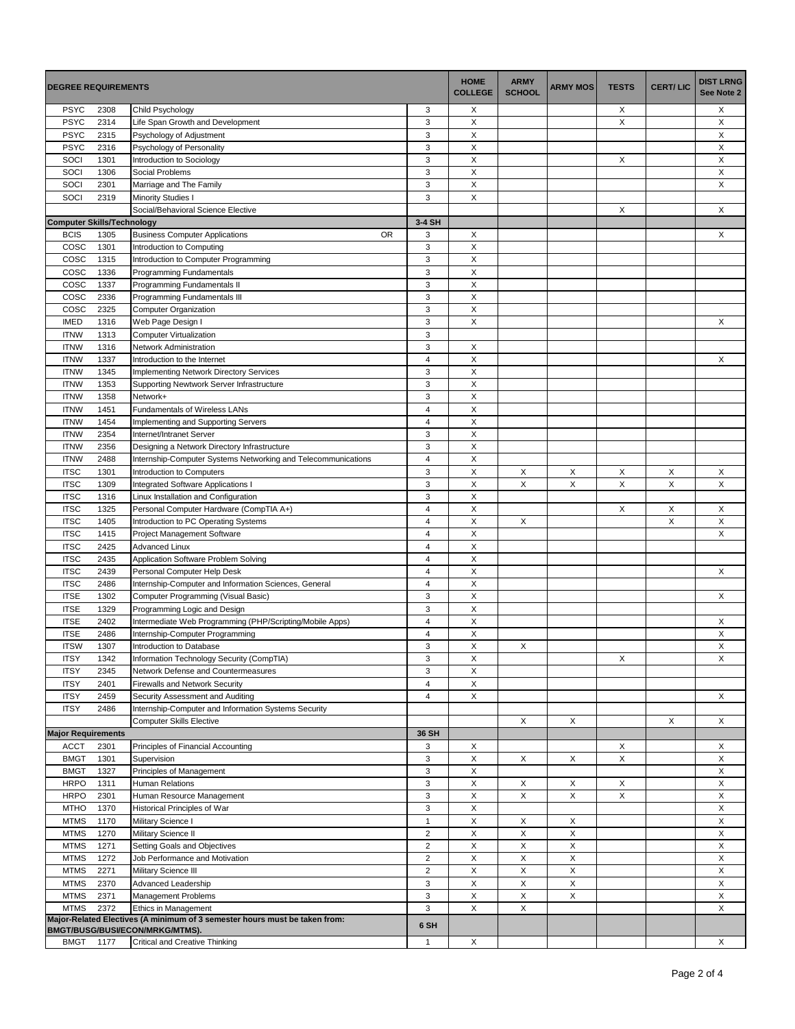| DEGREE REQUIREMENTS | | | | HOME COLLEGE | ARMY SCHOOL | ARMY MOS | TESTS | CERT/ LIC | DIST LRNG See Note 2 |
|---|---|---|---|---|---|---|---|---|---|
| PSYC | 2308 | Child Psychology | 3 | X | | | X | | X |
| PSYC | 2314 | Life Span Growth and Development | 3 | X | | | X | | X |
| PSYC | 2315 | Psychology of Adjustment | 3 | X | | | | | X |
| PSYC | 2316 | Psychology of Personality | 3 | X | | | | | X |
| SOCI | 1301 | Introduction to Sociology | 3 | X | | | X | | X |
| SOCI | 1306 | Social Problems | 3 | X | | | | | X |
| SOCI | 2301 | Marriage and The Family | 3 | X | | | | | X |
| SOCI | 2319 | Minority Studies I | 3 | X | | | | | |
| | | Social/Behavioral Science Elective | | | | | X | | X |
| **Computer Skills/Technology** | | | 3-4 SH | | | | | | |
| BCIS | 1305 | Business Computer Applications OR | 3 | X | | | | | X |
| COSC | 1301 | Introduction to Computing | 3 | X | | | | | |
| COSC | 1315 | Introduction to Computer Programming | 3 | X | | | | | |
| COSC | 1336 | Programming Fundamentals | 3 | X | | | | | |
| COSC | 1337 | Programming Fundamentals II | 3 | X | | | | | |
| COSC | 2336 | Programming Fundamentals III | 3 | X | | | | | |
| COSC | 2325 | Computer Organization | 3 | X | | | | | |
| IMED | 1316 | Web Page Design I | 3 | X | | | | | X |
| ITNW | 1313 | Computer Virtualization | 3 | | | | | | |
| ITNW | 1316 | Network Administration | 3 | X | | | | | |
| ITNW | 1337 | Introduction to the Internet | 4 | X | | | | | X |
| ITNW | 1345 | Implementing Network Directory Services | 3 | X | | | | | |
| ITNW | 1353 | Supporting Newtwork Server Infrastructure | 3 | X | | | | | |
| ITNW | 1358 | Network+ | 3 | X | | | | | |
| ITNW | 1451 | Fundamentals of Wireless LANs | 4 | X | | | | | |
| ITNW | 1454 | Implementing and Supporting Servers | 4 | X | | | | | |
| ITNW | 2354 | Internet/Intranet Server | 3 | X | | | | | |
| ITNW | 2356 | Designing a Network Directory Infrastructure | 3 | X | | | | | |
| ITNW | 2488 | Internship-Computer Systems Networking and Telecommunications | 4 | X | | | | | |
| ITSC | 1301 | Introduction to Computers | 3 | X | X | X | X | X | X |
| ITSC | 1309 | Integrated Software Applications I | 3 | X | X | X | X | X | X |
| ITSC | 1316 | Linux Installation and Configuration | 3 | X | | | | | |
| ITSC | 1325 | Personal Computer Hardware (CompTIA A+) | 4 | X | | | X | X | X |
| ITSC | 1405 | Introduction to PC Operating Systems | 4 | X | X | | | X | X |
| ITSC | 1415 | Project Management Software | 4 | X | | | | | X |
| ITSC | 2425 | Advanced Linux | 4 | X | | | | | |
| ITSC | 2435 | Application Software Problem Solving | 4 | X | | | | | |
| ITSC | 2439 | Personal Computer Help Desk | 4 | X | | | | | X |
| ITSC | 2486 | Internship-Computer and Information Sciences, General | 4 | X | | | | | |
| ITSE | 1302 | Computer Programming (Visual Basic) | 3 | X | | | | | X |
| ITSE | 1329 | Programming Logic and Design | 3 | X | | | | | |
| ITSE | 2402 | Intermediate Web Programming (PHP/Scripting/Mobile Apps) | 4 | X | | | | | X |
| ITSE | 2486 | Internship-Computer Programming | 4 | X | | | | | X |
| ITSW | 1307 | Introduction to Database | 3 | X | X | | | | X |
| ITSY | 1342 | Information Technology Security (CompTIA) | 3 | X | | | X | | X |
| ITSY | 2345 | Network Defense and Countermeasures | 3 | X | | | | | |
| ITSY | 2401 | Firewalls and Network Security | 4 | X | | | | | |
| ITSY | 2459 | Security Assessment and Auditing | 4 | X | | | | | X |
| ITSY | 2486 | Internship-Computer and Information Systems Security | | | | | | | |
| | | Computer Skills Elective | | | X | X | | X | X |
| **Major Requirements** | | | 36 SH | | | | | | |
| ACCT | 2301 | Principles of Financial Accounting | 3 | X | | | X | | X |
| BMGT | 1301 | Supervision | 3 | X | X | X | X | | X |
| BMGT | 1327 | Principles of Management | 3 | X | | | | | X |
| HRPO | 1311 | Human Relations | 3 | X | X | X | X | | X |
| HRPO | 2301 | Human Resource Management | 3 | X | X | X | X | | X |
| MTHO | 1370 | Historical Principles of War | 3 | X | | | | | X |
| MTMS | 1170 | Military Science I | 1 | X | X | X | | | X |
| MTMS | 1270 | Military Science II | 2 | X | X | X | | | X |
| MTMS | 1271 | Setting Goals and Objectives | 2 | X | X | X | | | X |
| MTMS | 1272 | Job Performance and Motivation | 2 | X | X | X | | | X |
| MTMS | 2271 | Military Science III | 2 | X | X | X | | | X |
| MTMS | 2370 | Advanced Leadership | 3 | X | X | X | | | X |
| MTMS | 2371 | Management Problems | 3 | X | X | X | | | X |
| MTMS | 2372 | Ethics in Management | 3 | X | X | | | | X |
| **Major-Related Electives (A minimum of 3 semester hours must be taken from: BMGT/BUSG/BUSI/ECON/MRKG/MTMS).** | | | 6 SH | | | | | | |
| BMGT | 1177 | Critical and Creative Thinking | 1 | X | | | | | X |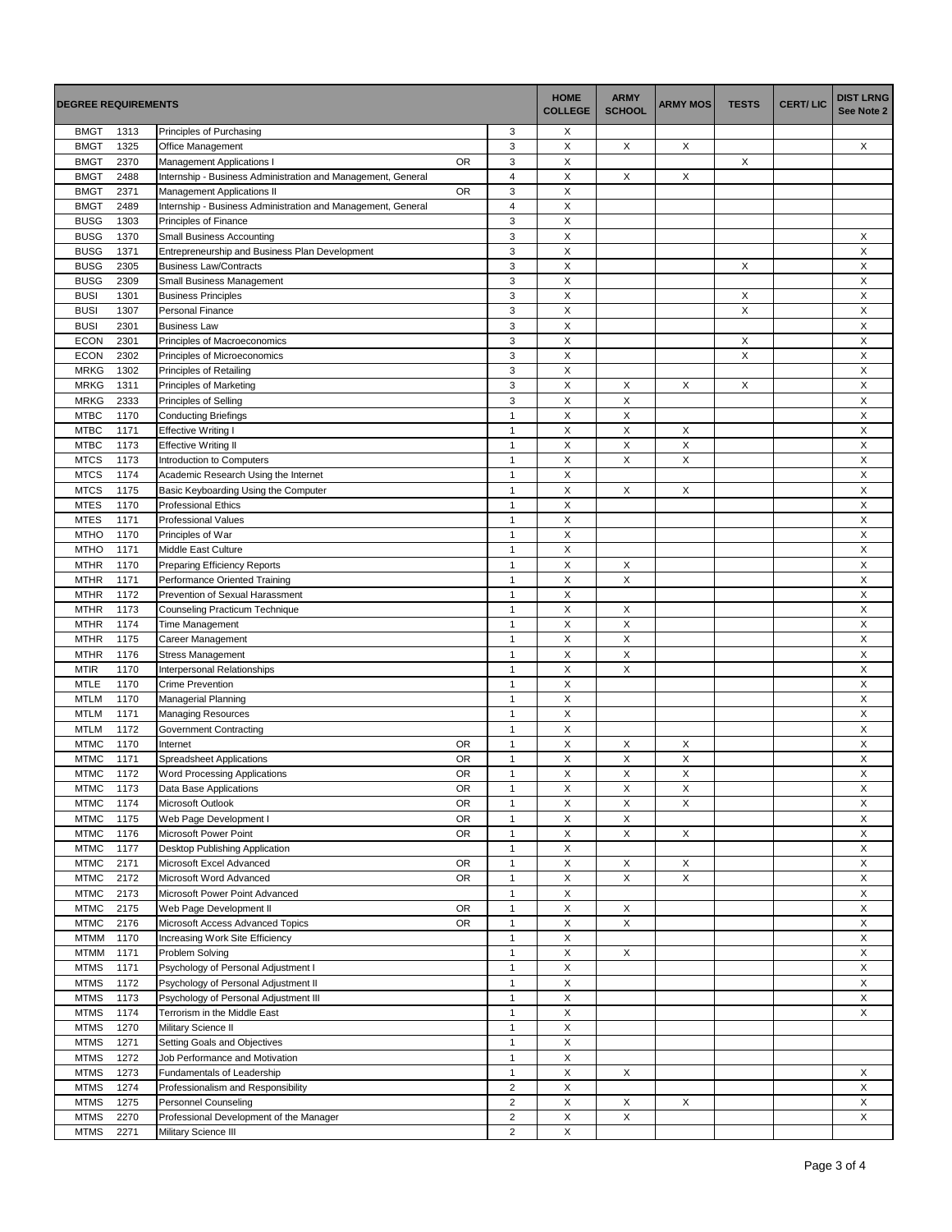| DEGREE REQUIREMENTS | | | | | HOME COLLEGE | ARMY SCHOOL | ARMY MOS | TESTS | CERT/ LIC | DIST LRNG See Note 2 |
|---|---|---|---|---|---|---|---|---|---|---|
| BMGT | 1313 | Principles of Purchasing | | 3 | X | | | | | |
| BMGT | 1325 | Office Management | | 3 | X | X | X | | | X |
| BMGT | 2370 | Management Applications I | OR | 3 | X | | | X | | |
| BMGT | 2488 | Internship - Business Administration and Management, General | | 4 | X | X | X | | | |
| BMGT | 2371 | Management Applications II | OR | 3 | X | | | | | |
| BMGT | 2489 | Internship - Business Administration and Management, General | | 4 | X | | | | | |
| BUSG | 1303 | Principles of Finance | | 3 | X | | | | | |
| BUSG | 1370 | Small Business Accounting | | 3 | X | | | | | X |
| BUSG | 1371 | Entrepreneurship and Business Plan Development | | 3 | X | | | | | X |
| BUSG | 2305 | Business Law/Contracts | | 3 | X | | | X | | X |
| BUSG | 2309 | Small Business Management | | 3 | X | | | | | X |
| BUSI | 1301 | Business Principles | | 3 | X | | | X | | X |
| BUSI | 1307 | Personal Finance | | 3 | X | | | X | | X |
| BUSI | 2301 | Business Law | | 3 | X | | | | | X |
| ECON | 2301 | Principles of Macroeconomics | | 3 | X | | | X | | X |
| ECON | 2302 | Principles of Microeconomics | | 3 | X | | | X | | X |
| MRKG | 1302 | Principles of Retailing | | 3 | X | | | | | X |
| MRKG | 1311 | Principles of Marketing | | 3 | X | X | X | X | | X |
| MRKG | 2333 | Principles of Selling | | 3 | X | X | | | | X |
| MTBC | 1170 | Conducting Briefings | | 1 | X | X | | | | X |
| MTBC | 1171 | Effective Writing I | | 1 | X | X | X | | | X |
| MTBC | 1173 | Effective Writing II | | 1 | X | X | X | | | X |
| MTCS | 1173 | Introduction to Computers | | 1 | X | X | X | | | X |
| MTCS | 1174 | Academic Research Using the Internet | | 1 | X | | | | | X |
| MTCS | 1175 | Basic Keyboarding Using the Computer | | 1 | X | X | X | | | X |
| MTES | 1170 | Professional Ethics | | 1 | X | | | | | X |
| MTES | 1171 | Professional Values | | 1 | X | | | | | X |
| MTHO | 1170 | Principles of War | | 1 | X | | | | | X |
| MTHO | 1171 | Middle East Culture | | 1 | X | | | | | X |
| MTHR | 1170 | Preparing Efficiency Reports | | 1 | X | X | | | | X |
| MTHR | 1171 | Performance Oriented Training | | 1 | X | X | | | | X |
| MTHR | 1172 | Prevention of Sexual Harassment | | 1 | X | | | | | X |
| MTHR | 1173 | Counseling Practicum Technique | | 1 | X | X | | | | X |
| MTHR | 1174 | Time Management | | 1 | X | X | | | | X |
| MTHR | 1175 | Career Management | | 1 | X | X | | | | X |
| MTHR | 1176 | Stress Management | | 1 | X | X | | | | X |
| MTIR | 1170 | Interpersonal Relationships | | 1 | X | X | | | | X |
| MTLE | 1170 | Crime Prevention | | 1 | X | | | | | X |
| MTLM | 1170 | Managerial Planning | | 1 | X | | | | | X |
| MTLM | 1171 | Managing Resources | | 1 | X | | | | | X |
| MTLM | 1172 | Government Contracting | | 1 | X | | | | | X |
| MTMC | 1170 | Internet | OR | 1 | X | X | X | | | X |
| MTMC | 1171 | Spreadsheet Applications | OR | 1 | X | X | X | | | X |
| MTMC | 1172 | Word Processing Applications | OR | 1 | X | X | X | | | X |
| MTMC | 1173 | Data Base Applications | OR | 1 | X | X | X | | | X |
| MTMC | 1174 | Microsoft Outlook | OR | 1 | X | X | X | | | X |
| MTMC | 1175 | Web Page Development I | OR | 1 | X | X | | | | X |
| MTMC | 1176 | Microsoft Power Point | OR | 1 | X | X | X | | | X |
| MTMC | 1177 | Desktop Publishing Application | | 1 | X | | | | | X |
| MTMC | 2171 | Microsoft Excel Advanced | OR | 1 | X | X | X | | | X |
| MTMC | 2172 | Microsoft Word Advanced | OR | 1 | X | X | X | | | X |
| MTMC | 2173 | Microsoft Power Point Advanced | | 1 | X | | | | | X |
| MTMC | 2175 | Web Page Development II | OR | 1 | X | X | | | | X |
| MTMC | 2176 | Microsoft Access Advanced Topics | OR | 1 | X | X | | | | X |
| MTMM | 1170 | Increasing Work Site Efficiency | | 1 | X | | | | | X |
| MTMM | 1171 | Problem Solving | | 1 | X | X | | | | X |
| MTMS | 1171 | Psychology of Personal Adjustment I | | 1 | X | | | | | X |
| MTMS | 1172 | Psychology of Personal Adjustment II | | 1 | X | | | | | X |
| MTMS | 1173 | Psychology of Personal Adjustment III | | 1 | X | | | | | X |
| MTMS | 1174 | Terrorism in the Middle East | | 1 | X | | | | | X |
| MTMS | 1270 | Military Science II | | 1 | X | | | | | |
| MTMS | 1271 | Setting Goals and Objectives | | 1 | X | | | | | |
| MTMS | 1272 | Job Performance and Motivation | | 1 | X | | | | | |
| MTMS | 1273 | Fundamentals of Leadership | | 1 | X | X | | | | X |
| MTMS | 1274 | Professionalism and Responsibility | | 2 | X | | | | | X |
| MTMS | 1275 | Personnel Counseling | | 2 | X | X | X | | | X |
| MTMS | 2270 | Professional Development of the Manager | | 2 | X | X | | | | X |
| MTMS | 2271 | Military Science III | | 2 | X | | | | | |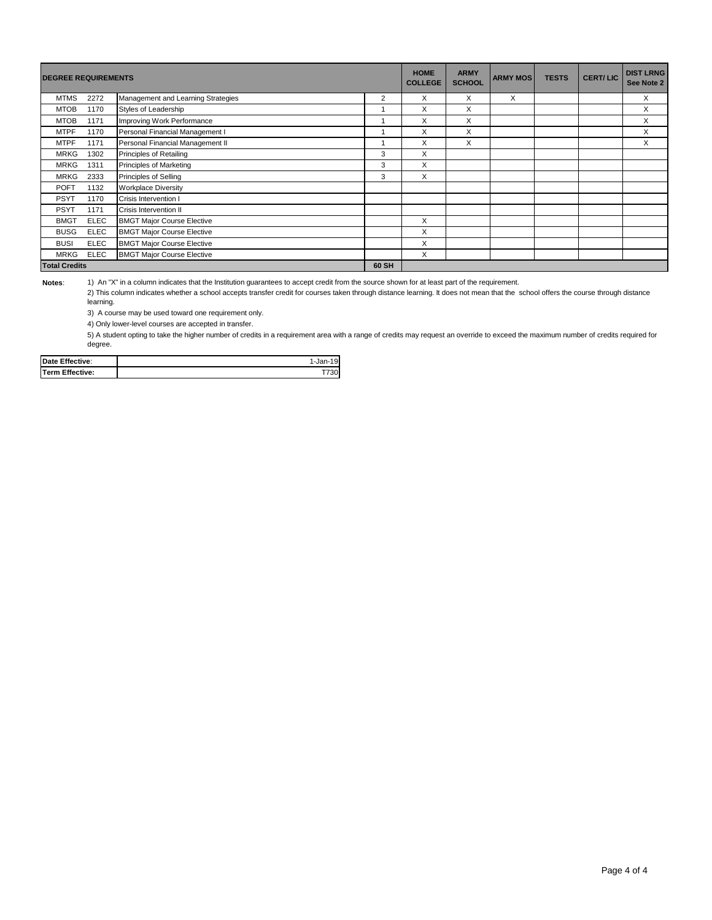| DEGREE REQUIREMENTS | | | | HOME COLLEGE | ARMY SCHOOL | ARMY MOS | TESTS | CERT/ LIC | DIST LRNG See Note 2 |
|---|---|---|---|---|---|---|---|---|---|
| MTMS | 2272 | Management and Learning Strategies | 2 | X | X | X | | | X |
| MTOB | 1170 | Styles of Leadership | 1 | X | X | | | | X |
| MTOB | 1171 | Improving Work Performance | 1 | X | X | | | | X |
| MTPF | 1170 | Personal Financial Management I | 1 | X | X | | | | X |
| MTPF | 1171 | Personal Financial Management II | 1 | X | X | | | | X |
| MRKG | 1302 | Principles of Retailing | 3 | X | | | | | |
| MRKG | 1311 | Principles of Marketing | 3 | X | | | | | |
| MRKG | 2333 | Principles of Selling | 3 | X | | | | | |
| POFT | 1132 | Workplace Diversity | | | | | | | |
| PSYT | 1170 | Crisis Intervention I | | | | | | | |
| PSYT | 1171 | Crisis Intervention II | | | | | | | |
| BMGT | ELEC | BMGT Major Course Elective | | X | | | | | |
| BUSG | ELEC | BMGT Major Course Elective | | X | | | | | |
| BUSI | ELEC | BMGT Major Course Elective | | X | | | | | |
| MRKG | ELEC | BMGT Major Course Elective | | X | | | | | |
| **Total Credits** | | | **60 SH** | | | | | | |

**Notes**:

1) An "X" in a column indicates that the Institution guarantees to accept credit from the source shown for at least part of the requirement.

2) This column indicates whether a school accepts transfer credit for courses taken through distance learning. It does not mean that the school offers the course through distance learning.

3) A course may be used toward one requirement only.

4) Only lower-level courses are accepted in transfer.

5) A student opting to take the higher number of credits in a requirement area with a range of credits may request an override to exceed the maximum number of credits required for degree.

| | |
|---|---|
| **Date Effective**: | 1-Jan-19 |
| **Term Effective:** | T730 |